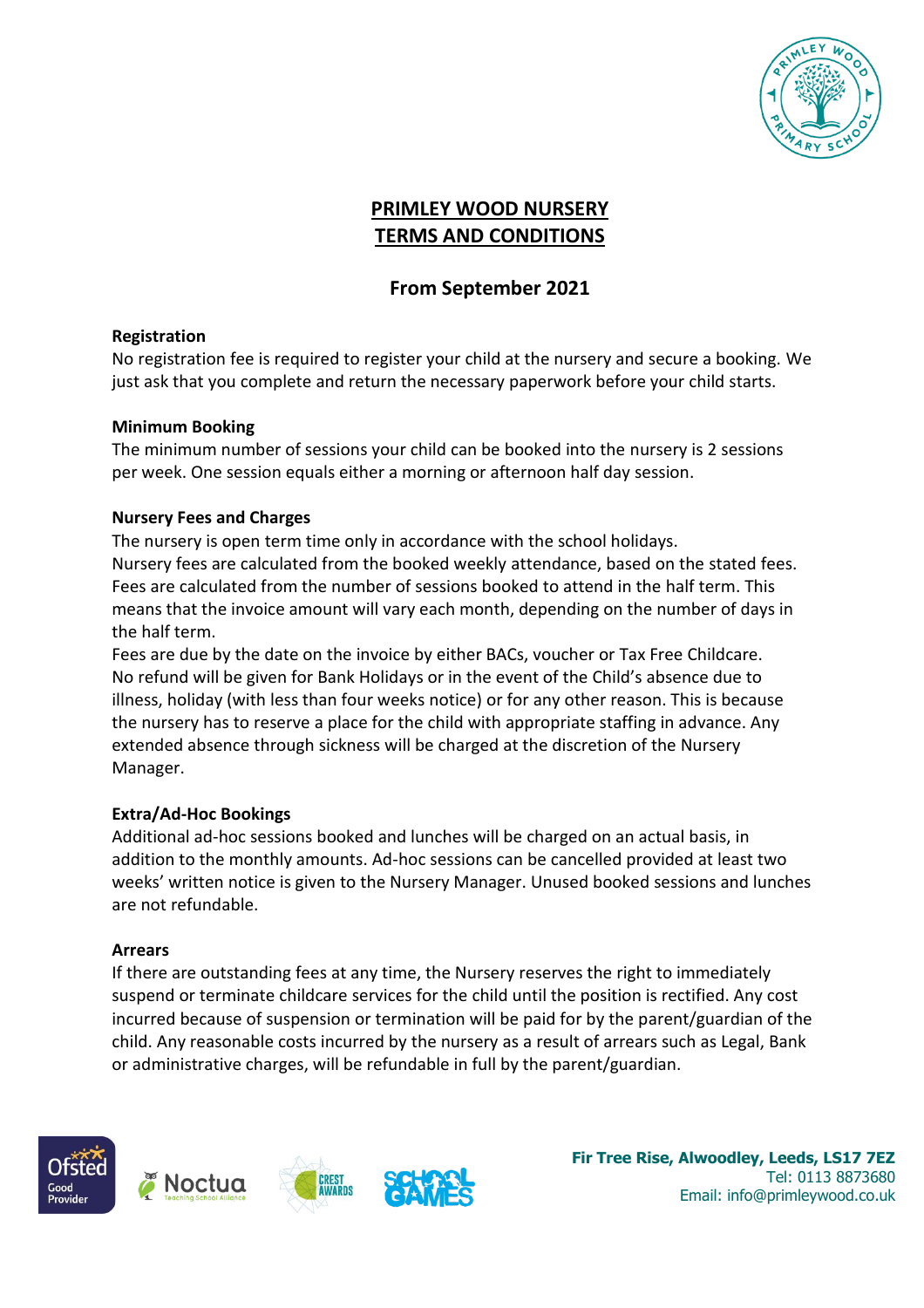# PRIMLEY WOOD NURSERY
# TERMS AND CONDITIONS

## From September 2021

**Registration**

No registration fee is required to register your child at the nursery and secure a booking. We just ask that you complete and return the necessary paperwork before your child starts.

**Minimum Booking**

The minimum number of sessions your child can be booked into the nursery is 2 sessions per week. One session equals either a morning or afternoon half day session.

**Nursery Fees and Charges**

The nursery is open term time only in accordance with the school holidays.
Nursery fees are calculated from the booked weekly attendance, based on the stated fees. Fees are calculated from the number of sessions booked to attend in the half term. This means that the invoice amount will vary each month, depending on the number of days in the half term.
Fees are due by the date on the invoice by either BACs, voucher or Tax Free Childcare.
No refund will be given for Bank Holidays or in the event of the Child's absence due to illness, holiday (with less than four weeks notice) or for any other reason. This is because the nursery has to reserve a place for the child with appropriate staffing in advance. Any extended absence through sickness will be charged at the discretion of the Nursery Manager.

**Extra/Ad-Hoc Bookings**

Additional ad-hoc sessions booked and lunches will be charged on an actual basis, in addition to the monthly amounts. Ad-hoc sessions can be cancelled provided at least two weeks' written notice is given to the Nursery Manager. Unused booked sessions and lunches are not refundable.

**Arrears**

If there are outstanding fees at any time, the Nursery reserves the right to immediately suspend or terminate childcare services for the child until the position is rectified. Any cost incurred because of suspension or termination will be paid for by the parent/guardian of the child. Any reasonable costs incurred by the nursery as a result of arrears such as Legal, Bank or administrative charges, will be refundable in full by the parent/guardian.

**Fir Tree Rise, Alwoodley, Leeds, LS17 7EZ**
Tel: 0113 8873680
Email: info@primleywood.co.uk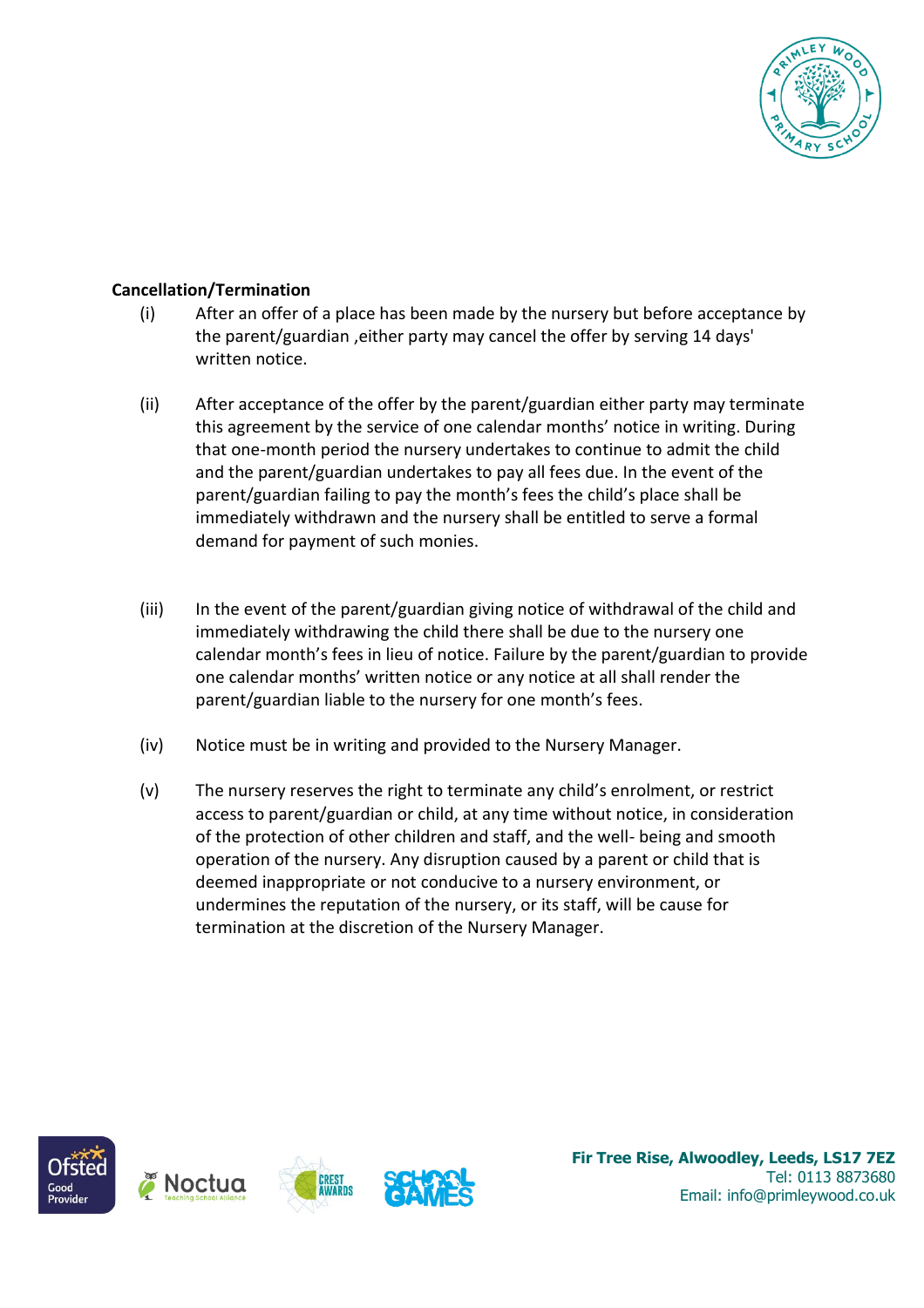**Cancellation/Termination**

(i) After an offer of a place has been made by the nursery but before acceptance by the parent/guardian ,either party may cancel the offer by serving 14 days' written notice.

(ii) After acceptance of the offer by the parent/guardian either party may terminate this agreement by the service of one calendar months' notice in writing. During that one-month period the nursery undertakes to continue to admit the child and the parent/guardian undertakes to pay all fees due. In the event of the parent/guardian failing to pay the month's fees the child's place shall be immediately withdrawn and the nursery shall be entitled to serve a formal demand for payment of such monies.

(iii) In the event of the parent/guardian giving notice of withdrawal of the child and immediately withdrawing the child there shall be due to the nursery one calendar month's fees in lieu of notice. Failure by the parent/guardian to provide one calendar months' written notice or any notice at all shall render the parent/guardian liable to the nursery for one month's fees.

(iv) Notice must be in writing and provided to the Nursery Manager.

(v) The nursery reserves the right to terminate any child's enrolment, or restrict access to parent/guardian or child, at any time without notice, in consideration of the protection of other children and staff, and the well- being and smooth operation of the nursery. Any disruption caused by a parent or child that is deemed inappropriate or not conducive to a nursery environment, or undermines the reputation of the nursery, or its staff, will be cause for termination at the discretion of the Nursery Manager.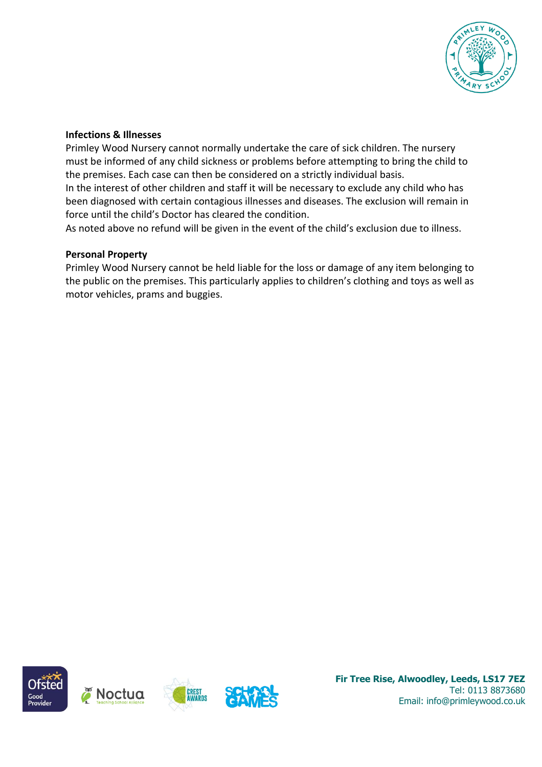**Infections & Illnesses**

Primley Wood Nursery cannot normally undertake the care of sick children. The nursery must be informed of any child sickness or problems before attempting to bring the child to the premises. Each case can then be considered on a strictly individual basis.

In the interest of other children and staff it will be necessary to exclude any child who has been diagnosed with certain contagious illnesses and diseases. The exclusion will remain in force until the child's Doctor has cleared the condition.

As noted above no refund will be given in the event of the child's exclusion due to illness.

**Personal Property**

Primley Wood Nursery cannot be held liable for the loss or damage of any item belonging to the public on the premises. This particularly applies to children's clothing and toys as well as motor vehicles, prams and buggies.